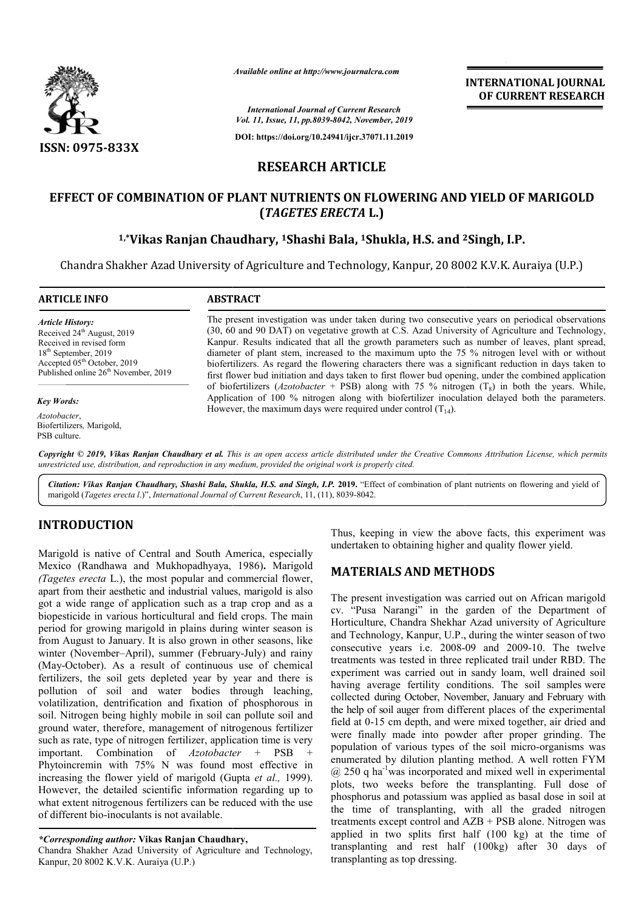# RESEARCH ARTICLE

# EFFECT OF COMBINATION OF PLANT NUTRIENTS ON FLOWERING AND YIELD OF MARIGOLD (*TAGETES ERECTA* L.)

**[1,*]Vikas Ranjan Chaudhary, [1]Shashi Bala, [1]Shukla, H.S. and [2]Singh, I.P.**

Chandra Shakher Azad University of Agriculture and Technology, Kanpur, 20 8002 K.V.K. Auraiya (U.P.)

**ARTICLE INFO**

*Article History:*
Received 24th August, 2019
Received in revised form 18th September, 2019
Accepted 05th October, 2019
Published online 26th November, 2019

*Key Words:*
*Azotobacter*, Biofertilizers, Marigold, PSB culture.

**ABSTRACT**

The present investigation was under taken during two consecutive years on periodical observations (30, 60 and 90 DAT) on vegetative growth at C.S. Azad University of Agriculture and Technology, Kanpur. Results indicated that all the growth parameters such as number of leaves, plant spread, diameter of plant stem, increased to the maximum upto the 75 % nitrogen level with or without biofertilizers. As regard the flowering characters there was a significant reduction in days taken to first flower bud initiation and days taken to first flower bud opening, under the combined application of biofertilizers (*Azotobacter* + PSB) along with 75 % nitrogen ($T_8$) in both the years. While, Application of 100 % nitrogen along with biofertilizer inoculation delayed both the parameters. However, the maximum days were required under control ($T_{14}$).

*Copyright © 2019, Vikas Ranjan Chaudhary et al. This is an open access article distributed under the Creative Commons Attribution License, which permits unrestricted use, distribution, and reproduction in any medium, provided the original work is properly cited.*

*Citation: Vikas Ranjan Chaudhary, Shashi Bala, Shukla, H.S. and Singh, I.P.* **2019.** "Effect of combination of plant nutrients on flowering and yield of marigold (*Tagetes erecta l.*)", *International Journal of Current Research*, 11, (11), 8039-8042.

## INTRODUCTION

Marigold is native of Central and South America, especially Mexico (Randhawa and Mukhopadhyaya, 1986). Marigold (*Tagetes erecta* L.), the most popular and commercial flower, apart from their aesthetic and industrial values, marigold is also got a wide range of application such as a trap crop and as a biopesticide in various horticultural and field crops. The main period for growing marigold in plains during winter season is from August to January. It is also grown in other seasons, like winter (November–April), summer (February-July) and rainy (May-October). As a result of continuous use of chemical fertilizers, the soil gets depleted year by year and there is pollution of soil and water bodies through leaching, volatilization, dentrification and fixation of phosphorous in soil. Nitrogen being highly mobile in soil can pollute soil and ground water, therefore, management of nitrogenous fertilizer such as rate, type of nitrogen fertilizer, application time is very important. Combination of *Azotobacter* + PSB + Phytoincremin with 75% N was found most effective in increasing the flower yield of marigold (Gupta *et al.,* 1999). However, the detailed scientific information regarding up to what extent nitrogenous fertilizers can be reduced with the use of different bio-inoculants is not available.

Thus, keeping in view the above facts, this experiment was undertaken to obtaining higher and quality flower yield.

## MATERIALS AND METHODS

The present investigation was carried out on African marigold cv. "Pusa Narangi" in the garden of the Department of Horticulture, Chandra Shekhar Azad university of Agriculture and Technology, Kanpur, U.P., during the winter season of two consecutive years i.e. 2008-09 and 2009-10. The twelve treatments was tested in three replicated trail under RBD. The experiment was carried out in sandy loam, well drained soil having average fertility conditions. The soil samples were collected during October, November, January and February with the help of soil auger from different places of the experimental field at 0-15 cm depth, and were mixed together, air dried and were finally made into powder after proper grinding. The population of various types of the soil micro-organisms was enumerated by dilution planting method. A well rotten FYM @ 250 q $ha^{-1}$ was incorporated and mixed well in experimental plots, two weeks before the transplanting. Full dose of phosphorus and potassium was applied as basal dose in soil at the time of transplanting, with all the graded nitrogen treatments except control and AZB + PSB alone. Nitrogen was applied in two splits first half (100 kg) at the time of transplanting and rest half (100kg) after 30 days of transplanting as top dressing.

*\*Corresponding author:* **Vikas Ranjan Chaudhary,**
Chandra Shakher Azad University of Agriculture and Technology, Kanpur, 20 8002 K.V.K. Auraiya (U.P.)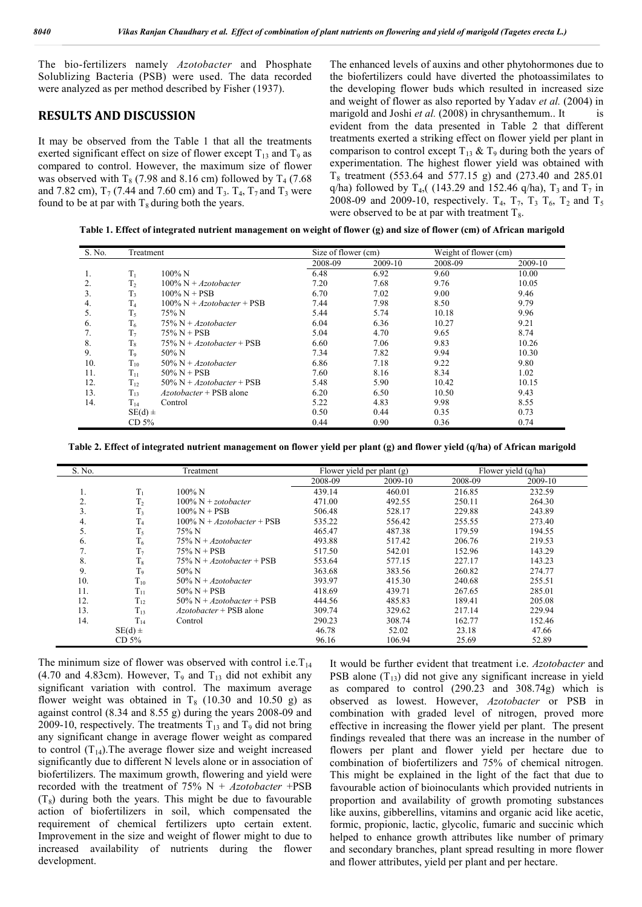The bio-fertilizers namely *Azotobacter* and Phosphate Solublizing Bacteria (PSB) were used. The data recorded were analyzed as per method described by Fisher (1937).

## RESULTS AND DISCUSSION

It may be observed from the Table 1 that all the treatments exerted significant effect on size of flower except $T_{13}$ and $T_9$ as compared to control. However, the maximum size of flower was observed with $T_8$ (7.98 and 8.16 cm) followed by $T_4$ (7.68 and 7.82 cm), $T_7$ (7.44 and 7.60 cm) and $T_3$. $T_4$, $T_7$ and $T_3$ were found to be at par with $T_8$ during both the years.

The enhanced levels of auxins and other phytohormones due to the biofertilizers could have diverted the photoassimilates to the developing flower buds which resulted in increased size and weight of flower as also reported by Yadav *et al.* (2004) in marigold and Joshi *et al.* (2008) in chrysanthemum.. It is evident from the data presented in Table 2 that different treatments exerted a striking effect on flower yield per plant in comparison to control except $T_{13}$ & $T_9$ during both the years of experimentation. The highest flower yield was obtained with $T_8$ treatment (553.64 and 577.15 g) and (273.40 and 285.01 q/ha) followed by $T_4$,( (143.29 and 152.46 q/ha), $T_3$ and $T_7$ in 2008-09 and 2009-10, respectively. $T_4$, $T_7$, $T_3$ $T_6$, $T_2$ and $T_5$ were observed to be at par with treatment $T_8$.

**Table 1. Effect of integrated nutrient management on weight of flower (g) and size of flower (cm) of African marigold**

| S. No. | Treatment | | Size of flower (cm) | | Weight of flower (cm) | |
|---|---|---|---|---|---|---|
| | | | 2008-09 | 2009-10 | 2008-09 | 2009-10 |
| 1. | $T_1$ | 100% N | 6.48 | 6.92 | 9.60 | 10.00 |
| 2. | $T_2$ | 100% N + *Azotobacter* | 7.20 | 7.68 | 9.76 | 10.05 |
| 3. | $T_3$ | 100% N + PSB | 6.70 | 7.02 | 9.00 | 9.46 |
| 4. | $T_4$ | 100% N + *Azotobacter* + PSB | 7.44 | 7.98 | 8.50 | 9.79 |
| 5. | $T_5$ | 75% N | 5.44 | 5.74 | 10.18 | 9.96 |
| 6. | $T_6$ | 75% N + *Azotobacter* | 6.04 | 6.36 | 10.27 | 9.21 |
| 7. | $T_7$ | 75% N + PSB | 5.04 | 4.70 | 9.65 | 8.74 |
| 8. | $T_8$ | 75% N + *Azotobacter* + PSB | 6.60 | 7.06 | 9.83 | 10.26 |
| 9. | $T_9$ | 50% N | 7.34 | 7.82 | 9.94 | 10.30 |
| 10. | $T_{10}$ | 50% N + *Azotobacter* | 6.86 | 7.18 | 9.22 | 9.80 |
| 11. | $T_{11}$ | 50% N + PSB | 7.60 | 8.16 | 8.34 | 1.02 |
| 12. | $T_{12}$ | 50% N + *Azotobacter* + PSB | 5.48 | 5.90 | 10.42 | 10.15 |
| 13. | $T_{13}$ | *Azotobacter* + PSB alone | 6.20 | 6.50 | 10.50 | 9.43 |
| 14. | $T_{14}$ | Control | 5.22 | 4.83 | 9.98 | 8.55 |
| | SE(d) ± | | 0.50 | 0.44 | 0.35 | 0.73 |
| | CD 5% | | 0.44 | 0.90 | 0.36 | 0.74 |

**Table 2. Effect of integrated nutrient management on flower yield per plant (g) and flower yield (q/ha) of African marigold**

| S. No. | Treatment | | Flower yield per plant (g) | | Flower yield (q/ha) | |
|---|---|---|---|---|---|---|
| | | | 2008-09 | 2009-10 | 2008-09 | 2009-10 |
| 1. | $T_1$ | 100% N | 439.14 | 460.01 | 216.85 | 232.59 |
| 2. | $T_2$ | 100% N + *zotobacter* | 471.00 | 492.55 | 250.11 | 264.30 |
| 3. | $T_3$ | 100% N + PSB | 506.48 | 528.17 | 229.88 | 243.89 |
| 4. | $T_4$ | 100% N + *Azotobacter* + PSB | 535.22 | 556.42 | 255.55 | 273.40 |
| 5. | $T_5$ | 75% N | 465.47 | 487.38 | 179.59 | 194.55 |
| 6. | $T_6$ | 75% N + *Azotobacter* | 493.88 | 517.42 | 206.76 | 219.53 |
| 7. | $T_7$ | 75% N + PSB | 517.50 | 542.01 | 152.96 | 143.29 |
| 8. | $T_8$ | 75% N + *Azotobacter* + PSB | 553.64 | 577.15 | 227.17 | 143.23 |
| 9. | $T_9$ | 50% N | 363.68 | 383.56 | 260.82 | 274.77 |
| 10. | $T_{10}$ | 50% N + *Azotobacter* | 393.97 | 415.30 | 240.68 | 255.51 |
| 11. | $T_{11}$ | 50% N + PSB | 418.69 | 439.71 | 267.65 | 285.01 |
| 12. | $T_{12}$ | 50% N + *Azotobacter* + PSB | 444.56 | 485.83 | 189.41 | 205.08 |
| 13. | $T_{13}$ | *Azotobacter* + PSB alone | 309.74 | 329.62 | 217.14 | 229.94 |
| 14. | $T_{14}$ | Control | 290.23 | 308.74 | 162.77 | 152.46 |
| | SE(d) ± | | 46.78 | 52.02 | 23.18 | 47.66 |
| | CD 5% | | 96.16 | 106.94 | 25.69 | 52.89 |

The minimum size of flower was observed with control i.e.$T_{14}$ (4.70 and 4.83cm). However, $T_9$ and $T_{13}$ did not exhibit any significant variation with control. The maximum average flower weight was obtained in $T_8$ (10.30 and 10.50 g) as against control (8.34 and 8.55 g) during the years 2008-09 and 2009-10, respectively. The treatments $T_{13}$ and $T_9$ did not bring any significant change in average flower weight as compared to control ($T_{14}$).The average flower size and weight increased significantly due to different N levels alone or in association of biofertilizers. The maximum growth, flowering and yield were recorded with the treatment of 75% N + *Azotobacter* +PSB ($T_8$) during both the years. This might be due to favourable action of biofertilizers in soil, which compensated the requirement of chemical fertilizers upto certain extent. Improvement in the size and weight of flower might to due to increased availability of nutrients during the flower development.

It would be further evident that treatment i.e. *Azotobacter* and PSB alone ($T_{13}$) did not give any significant increase in yield as compared to control (290.23 and 308.74g) which is observed as lowest. However, *Azotobacter* or PSB in combination with graded level of nitrogen, proved more effective in increasing the flower yield per plant. The present findings revealed that there was an increase in the number of flowers per plant and flower yield per hectare due to combination of biofertilizers and 75% of chemical nitrogen. This might be explained in the light of the fact that due to favourable action of bioinoculants which provided nutrients in proportion and availability of growth promoting substances like auxins, gibberellins, vitamins and organic acid like acetic, formic, propionic, lactic, glycolic, fumaric and succinic which helped to enhance growth attributes like number of primary and secondary branches, plant spread resulting in more flower and flower attributes, yield per plant and per hectare.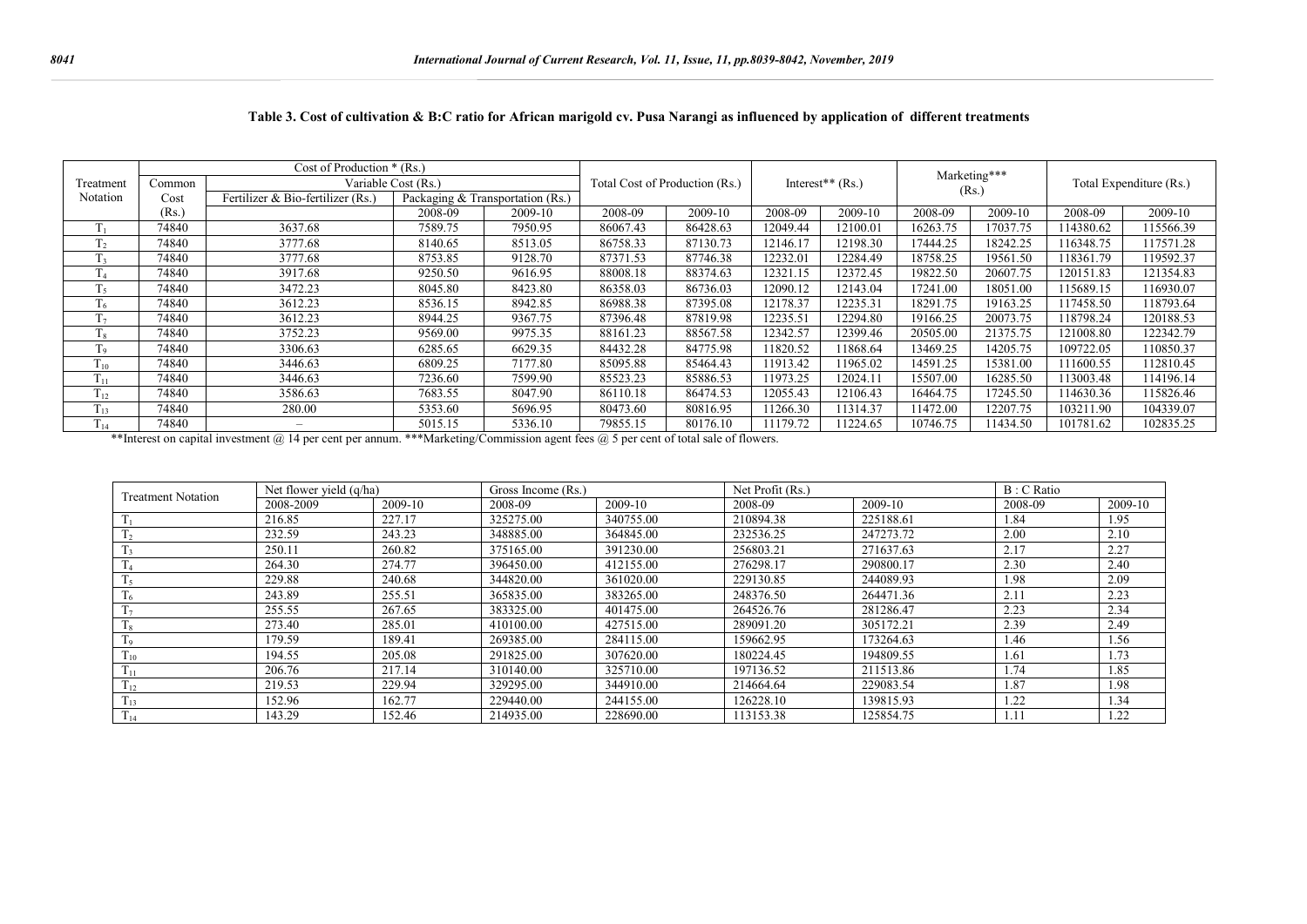**Table 3. Cost of cultivation & B:C ratio for African marigold cv. Pusa Narangi as influenced by application of different treatments**

| Treatment Notation | Cost of Production * (Rs.) | | | | Total Cost of Production (Rs.) | | Interest** (Rs.) | | Marketing*** (Rs.) | | Total Expenditure (Rs.) | |
|---|---|---|---|---|---|---|---|---|---|---|---|---|
| | Common Cost (Rs.) | Variable Cost (Rs.) | | | | | | | | | | |
| | | Fertilizer & Bio-fertilizer (Rs.) | Packaging & Transportation (Rs.) | | | | | | | | | |
| | | | 2008-09 | 2009-10 | 2008-09 | 2009-10 | 2008-09 | 2009-10 | 2008-09 | 2009-10 | 2008-09 | 2009-10 |
| $T_1$ | 74840 | 3637.68 | 7589.75 | 7950.95 | 86067.43 | 86428.63 | 12049.44 | 12100.01 | 16263.75 | 17037.75 | 114380.62 | 115566.39 |
| $T_2$ | 74840 | 3777.68 | 8140.65 | 8513.05 | 86758.33 | 87130.73 | 12146.17 | 12198.30 | 17444.25 | 18242.25 | 116348.75 | 117571.28 |
| $T_3$ | 74840 | 3777.68 | 8753.85 | 9128.70 | 87371.53 | 87746.38 | 12232.01 | 12284.49 | 18758.25 | 19561.50 | 118361.79 | 119592.37 |
| $T_4$ | 74840 | 3917.68 | 9250.50 | 9616.95 | 88008.18 | 88374.63 | 12321.15 | 12372.45 | 19822.50 | 20607.75 | 120151.83 | 121354.83 |
| $T_5$ | 74840 | 3472.23 | 8045.80 | 8423.80 | 86358.03 | 86736.03 | 12090.12 | 12143.04 | 17241.00 | 18051.00 | 115689.15 | 116930.07 |
| $T_6$ | 74840 | 3612.23 | 8536.15 | 8942.85 | 86988.38 | 87395.08 | 12178.37 | 12235.31 | 18291.75 | 19163.25 | 117458.50 | 118793.64 |
| $T_7$ | 74840 | 3612.23 | 8944.25 | 9367.75 | 87396.48 | 87819.98 | 12235.51 | 12294.80 | 19166.25 | 20073.75 | 118798.24 | 120188.53 |
| $T_8$ | 74840 | 3752.23 | 9569.00 | 9975.35 | 88161.23 | 88567.58 | 12342.57 | 12399.46 | 20505.00 | 21375.75 | 121008.80 | 122342.79 |
| $T_9$ | 74840 | 3306.63 | 6285.65 | 6629.35 | 84432.28 | 84775.98 | 11820.52 | 11868.64 | 13469.25 | 14205.75 | 109722.05 | 110850.37 |
| $T_{10}$ | 74840 | 3446.63 | 6809.25 | 7177.80 | 85095.88 | 85464.43 | 11913.42 | 11965.02 | 14591.25 | 15381.00 | 111600.55 | 112810.45 |
| $T_{11}$ | 74840 | 3446.63 | 7236.60 | 7599.90 | 85523.23 | 85886.53 | 11973.25 | 12024.11 | 15507.00 | 16285.50 | 113003.48 | 114196.14 |
| $T_{12}$ | 74840 | 3586.63 | 7683.55 | 8047.90 | 86110.18 | 86474.53 | 12055.43 | 12106.43 | 16464.75 | 17245.50 | 114630.36 | 115826.46 |
| $T_{13}$ | 74840 | 280.00 | 5353.60 | 5696.95 | 80473.60 | 80816.95 | 11266.30 | 11314.37 | 11472.00 | 12207.75 | 103211.90 | 104339.07 |
| $T_{14}$ | 74840 | – | 5015.15 | 5336.10 | 79855.15 | 80176.10 | 11179.72 | 11224.65 | 10746.75 | 11434.50 | 101781.62 | 102835.25 |

**Interest on capital investment @ 14 per cent per annum. ***Marketing/Commission agent fees @ 5 per cent of total sale of flowers.

| Treatment Notation | Net flower yield (q/ha) | | Gross Income (Rs.) | | Net Profit (Rs.) | | B : C Ratio | |
|---|---|---|---|---|---|---|---|---|
| | 2008-2009 | 2009-10 | 2008-09 | 2009-10 | 2008-09 | 2009-10 | 2008-09 | 2009-10 |
| $T_1$ | 216.85 | 227.17 | 325275.00 | 340755.00 | 210894.38 | 225188.61 | 1.84 | 1.95 |
| $T_2$ | 232.59 | 243.23 | 348885.00 | 364845.00 | 232536.25 | 247273.72 | 2.00 | 2.10 |
| $T_3$ | 250.11 | 260.82 | 375165.00 | 391230.00 | 256803.21 | 271637.63 | 2.17 | 2.27 |
| $T_4$ | 264.30 | 274.77 | 396450.00 | 412155.00 | 276298.17 | 290800.17 | 2.30 | 2.40 |
| $T_5$ | 229.88 | 240.68 | 344820.00 | 361020.00 | 229130.85 | 244089.93 | 1.98 | 2.09 |
| $T_6$ | 243.89 | 255.51 | 365835.00 | 383265.00 | 248376.50 | 264471.36 | 2.11 | 2.23 |
| $T_7$ | 255.55 | 267.65 | 383325.00 | 401475.00 | 264526.76 | 281286.47 | 2.23 | 2.34 |
| $T_8$ | 273.40 | 285.01 | 410100.00 | 427515.00 | 289091.20 | 305172.21 | 2.39 | 2.49 |
| $T_9$ | 179.59 | 189.41 | 269385.00 | 284115.00 | 159662.95 | 173264.63 | 1.46 | 1.56 |
| $T_{10}$ | 194.55 | 205.08 | 291825.00 | 307620.00 | 180224.45 | 194809.55 | 1.61 | 1.73 |
| $T_{11}$ | 206.76 | 217.14 | 310140.00 | 325710.00 | 197136.52 | 211513.86 | 1.74 | 1.85 |
| $T_{12}$ | 219.53 | 229.94 | 329295.00 | 344910.00 | 214664.64 | 229083.54 | 1.87 | 1.98 |
| $T_{13}$ | 152.96 | 162.77 | 229440.00 | 244155.00 | 126228.10 | 139815.93 | 1.22 | 1.34 |
| $T_{14}$ | 143.29 | 152.46 | 214935.00 | 228690.00 | 113153.38 | 125854.75 | 1.11 | 1.22 |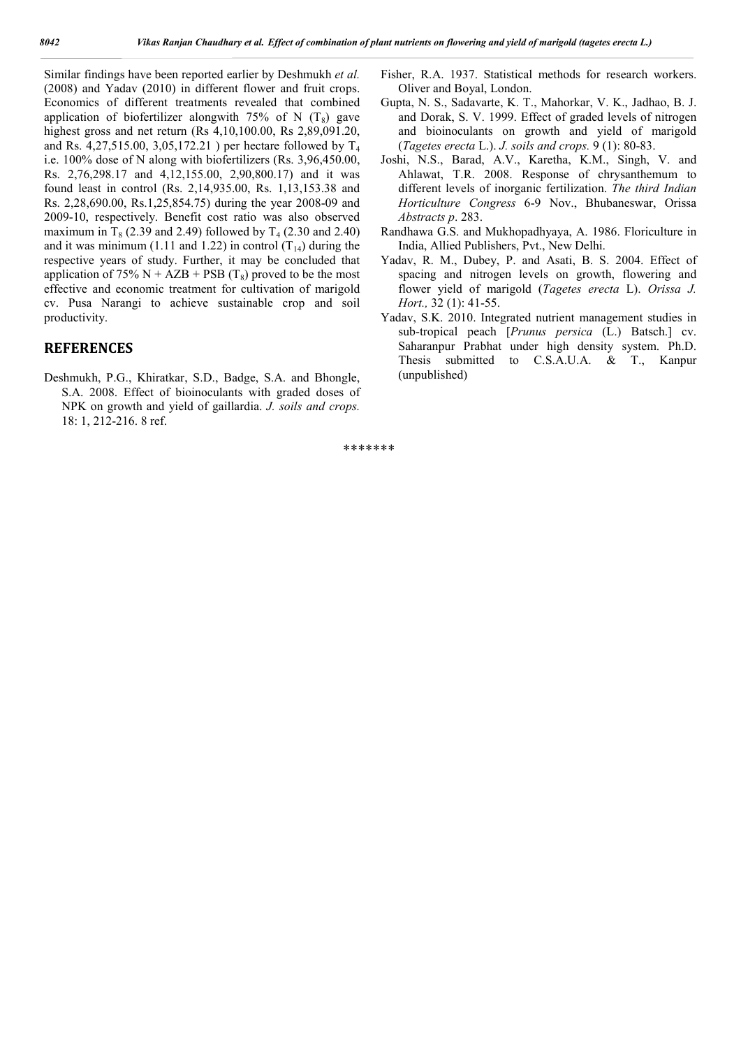Similar findings have been reported earlier by Deshmukh *et al.* (2008) and Yadav (2010) in different flower and fruit crops. Economics of different treatments revealed that combined application of biofertilizer alongwith 75% of N ($T_8$) gave highest gross and net return (Rs 4,10,100.00, Rs 2,89,091.20, and Rs. 4,27,515.00, 3,05,172.21 ) per hectare followed by $T_4$ i.e. 100% dose of N along with biofertilizers (Rs. 3,96,450.00, Rs. 2,76,298.17 and 4,12,155.00, 2,90,800.17) and it was found least in control (Rs. 2,14,935.00, Rs. 1,13,153.38 and Rs. 2,28,690.00, Rs.1,25,854.75) during the year 2008-09 and 2009-10, respectively. Benefit cost ratio was also observed maximum in $T_8$ (2.39 and 2.49) followed by $T_4$ (2.30 and 2.40) and it was minimum (1.11 and 1.22) in control ($T_{14}$) during the respective years of study. Further, it may be concluded that application of 75% N + AZB + PSB ($T_8$) proved to be the most effective and economic treatment for cultivation of marigold cv. Pusa Narangi to achieve sustainable crop and soil productivity.

## REFERENCES

Deshmukh, P.G., Khiratkar, S.D., Badge, S.A. and Bhongle, S.A. 2008. Effect of bioinoculants with graded doses of NPK on growth and yield of gaillardia. *J. soils and crops.* 18: 1, 212-216. 8 ref.

Fisher, R.A. 1937. Statistical methods for research workers. Oliver and Boyal, London.

Gupta, N. S., Sadavarte, K. T., Mahorkar, V. K., Jadhao, B. J. and Dorak, S. V. 1999. Effect of graded levels of nitrogen and bioinoculants on growth and yield of marigold (*Tagetes erecta* L.). *J. soils and crops.* 9 (1): 80-83.

Joshi, N.S., Barad, A.V., Karetha, K.M., Singh, V. and Ahlawat, T.R. 2008. Response of chrysanthemum to different levels of inorganic fertilization. *The third Indian Horticulture Congress* 6-9 Nov., Bhubaneswar, Orissa *Abstracts p*. 283.

Randhawa G.S. and Mukhopadhyaya, A. 1986. Floriculture in India, Allied Publishers, Pvt., New Delhi.

Yadav, R. M., Dubey, P. and Asati, B. S. 2004. Effect of spacing and nitrogen levels on growth, flowering and flower yield of marigold (*Tagetes erecta* L). *Orissa J. Hort.,* 32 (1): 41-55.

Yadav, S.K. 2010. Integrated nutrient management studies in sub-tropical peach [*Prunus persica* (L.) Batsch.] cv. Saharanpur Prabhat under high density system. Ph.D. Thesis submitted to C.S.A.U.A. & T., Kanpur (unpublished)

*******